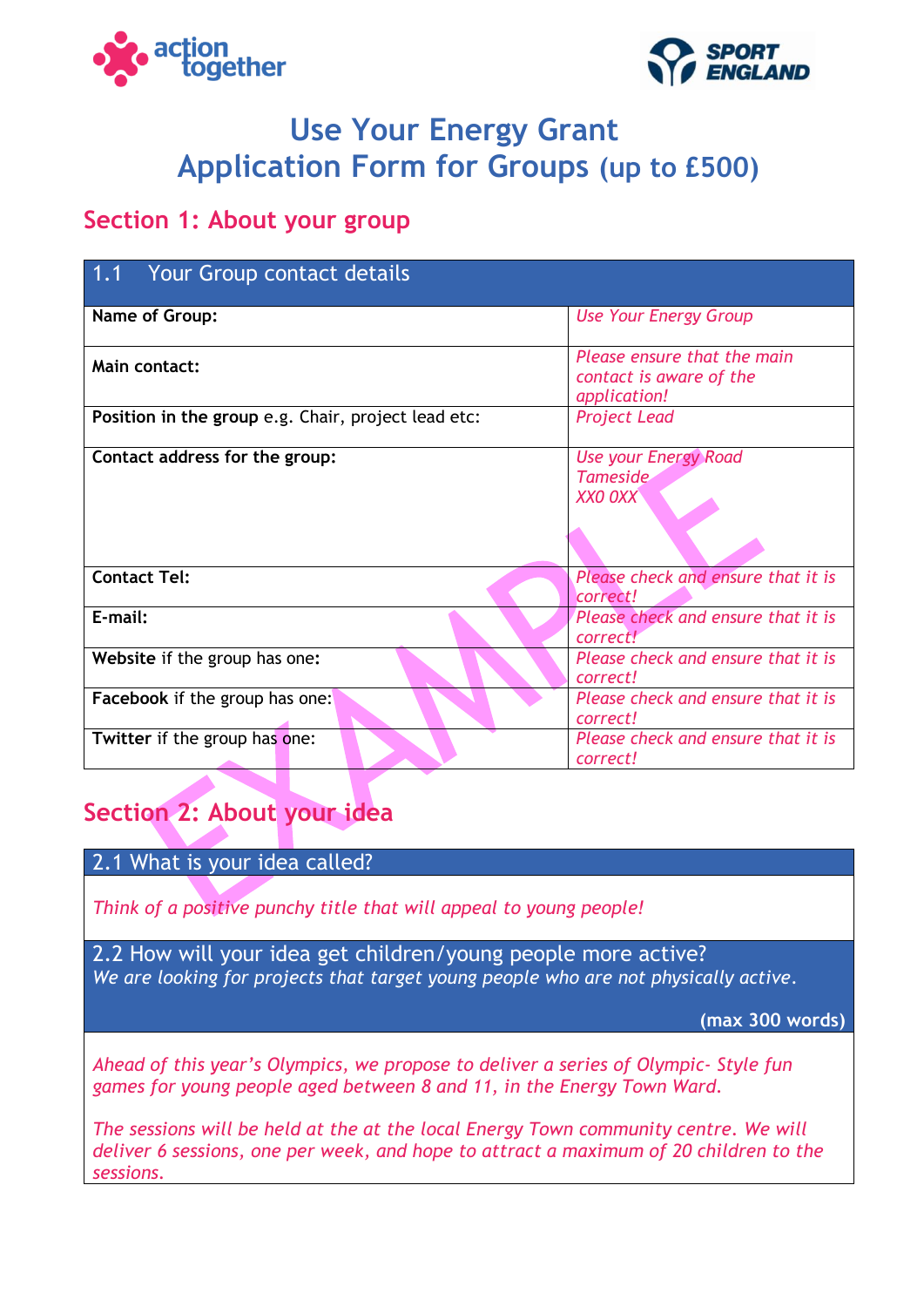action together

SPORT ENGLAND

# Use Your Energy Grant
# Application Form for Groups (up to £500)

## Section 1: About your group

| 1.1 Your Group contact details | |
|---|---|
| **Name of Group:** | *Use Your Energy Group* |
| **Main contact:** | *Please ensure that the main contact is aware of the application!* |
| **Position in the group** e.g. Chair, project lead etc: | *Project Lead* |
| **Contact address for the group:** | *Use your Energy Road Tameside XX0 0XX* |
| **Contact Tel:** | *Please check and ensure that it is correct!* |
| **E-mail:** | *Please check and ensure that it is correct!* |
| **Website** if the group has one: | *Please check and ensure that it is correct!* |
| **Facebook** if the group has one: | *Please check and ensure that it is correct!* |
| **Twitter** if the group has one: | *Please check and ensure that it is correct!* |

EXAMPLE

## Section 2: About your idea

### 2.1 What is your idea called?

*Think of a positive punchy title that will appeal to young people!*

### 2.2 How will your idea get children/young people more active?

*We are looking for projects that target young people who are not physically active.*

**(max 300 words)**

*Ahead of this year's Olympics, we propose to deliver a series of Olympic- Style fun games for young people aged between 8 and 11, in the Energy Town Ward.*

*The sessions will be held at the at the local Energy Town community centre. We will deliver 6 sessions, one per week, and hope to attract a maximum of 20 children to the sessions.*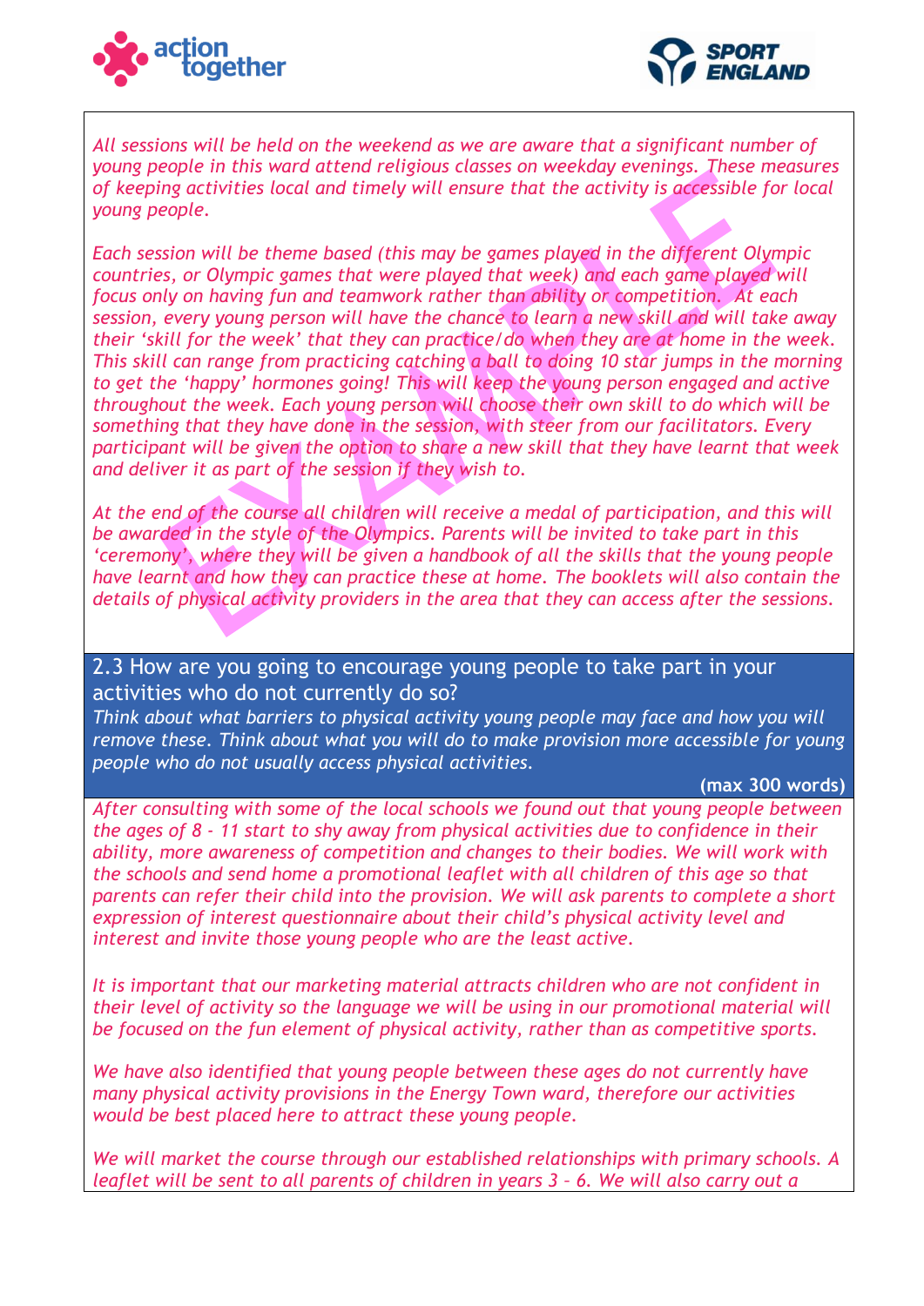*All sessions will be held on the weekend as we are aware that a significant number of young people in this ward attend religious classes on weekday evenings. These measures of keeping activities local and timely will ensure that the activity is accessible for local young people.*

*Each session will be theme based (this may be games played in the different Olympic countries, or Olympic games that were played that week) and each game played will focus only on having fun and teamwork rather than ability or competition. At each session, every young person will have the chance to learn a new skill and will take away their 'skill for the week' that they can practice/do when they are at home in the week. This skill can range from practicing catching a ball to doing 10 star jumps in the morning to get the 'happy' hormones going! This will keep the young person engaged and active throughout the week. Each young person will choose their own skill to do which will be something that they have done in the session, with steer from our facilitators. Every participant will be given the option to share a new skill that they have learnt that week and deliver it as part of the session if they wish to.*

*At the end of the course all children will receive a medal of participation, and this will be awarded in the style of the Olympics. Parents will be invited to take part in this 'ceremony', where they will be given a handbook of all the skills that the young people have learnt and how they can practice these at home. The booklets will also contain the details of physical activity providers in the area that they can access after the sessions.*

## 2.3 How are you going to encourage young people to take part in your activities who do not currently do so?

*Think about what barriers to physical activity young people may face and how you will remove these. Think about what you will do to make provision more accessible for young people who do not usually access physical activities.*

**(max 300 words)**

*After consulting with some of the local schools we found out that young people between the ages of 8 - 11 start to shy away from physical activities due to confidence in their ability, more awareness of competition and changes to their bodies. We will work with the schools and send home a promotional leaflet with all children of this age so that parents can refer their child into the provision. We will ask parents to complete a short expression of interest questionnaire about their child's physical activity level and interest and invite those young people who are the least active.*

*It is important that our marketing material attracts children who are not confident in their level of activity so the language we will be using in our promotional material will be focused on the fun element of physical activity, rather than as competitive sports.*

*We have also identified that young people between these ages do not currently have many physical activity provisions in the Energy Town ward, therefore our activities would be best placed here to attract these young people.*

*We will market the course through our established relationships with primary schools. A leaflet will be sent to all parents of children in years 3 – 6. We will also carry out a*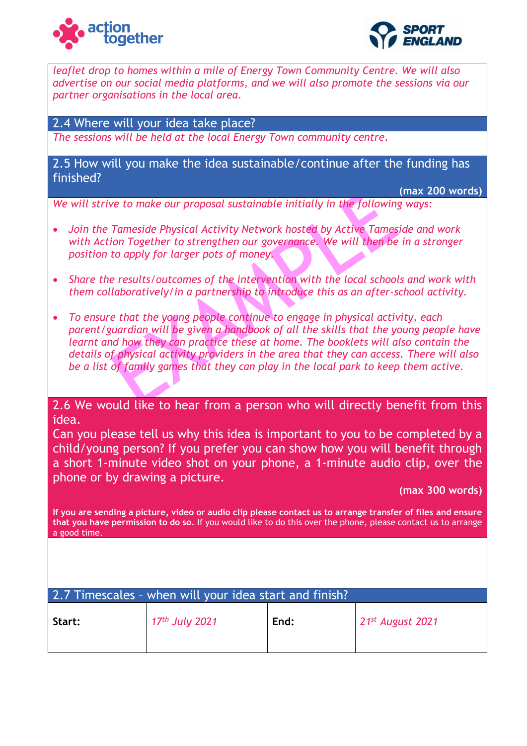*leaflet drop to homes within a mile of Energy Town Community Centre. We will also advertise on our social media platforms, and we will also promote the sessions via our partner organisations in the local area.*

## 2.4 Where will your idea take place?

*The sessions will be held at the local Energy Town community centre.*

## 2.5 How will you make the idea sustainable/continue after the funding has finished?

**(max 200 words)**

*We will strive to make our proposal sustainable initially in the following ways:*

- *Join the Tameside Physical Activity Network hosted by Active Tameside and work with Action Together to strengthen our governance. We will then be in a stronger position to apply for larger pots of money.*
- *Share the results/outcomes of the intervention with the local schools and work with them collaboratively/in a partnership to introduce this as an after-school activity.*
- *To ensure that the young people continue to engage in physical activity, each parent/guardian will be given a handbook of all the skills that the young people have learnt and how they can practice these at home. The booklets will also contain the details of physical activity providers in the area that they can access. There will also be a list of family games that they can play in the local park to keep them active.*

## 2.6 We would like to hear from a person who will directly benefit from this idea.

Can you please tell us why this idea is important to you to be completed by a child/young person? If you prefer you can show how you will benefit through a short 1-minute video shot on your phone, a 1-minute audio clip, over the phone or by drawing a picture.

**(max 300 words)**

**If you are sending a picture, video or audio clip please contact us to arrange transfer of files and ensure that you have permission to do so.** If you would like to do this over the phone, please contact us to arrange a good time.

## 2.7 Timescales – when will your idea start and finish?

| | | | |
|---|---|---|---|
| **Start:** | *17th July 2021* | **End:** | *21st August 2021* |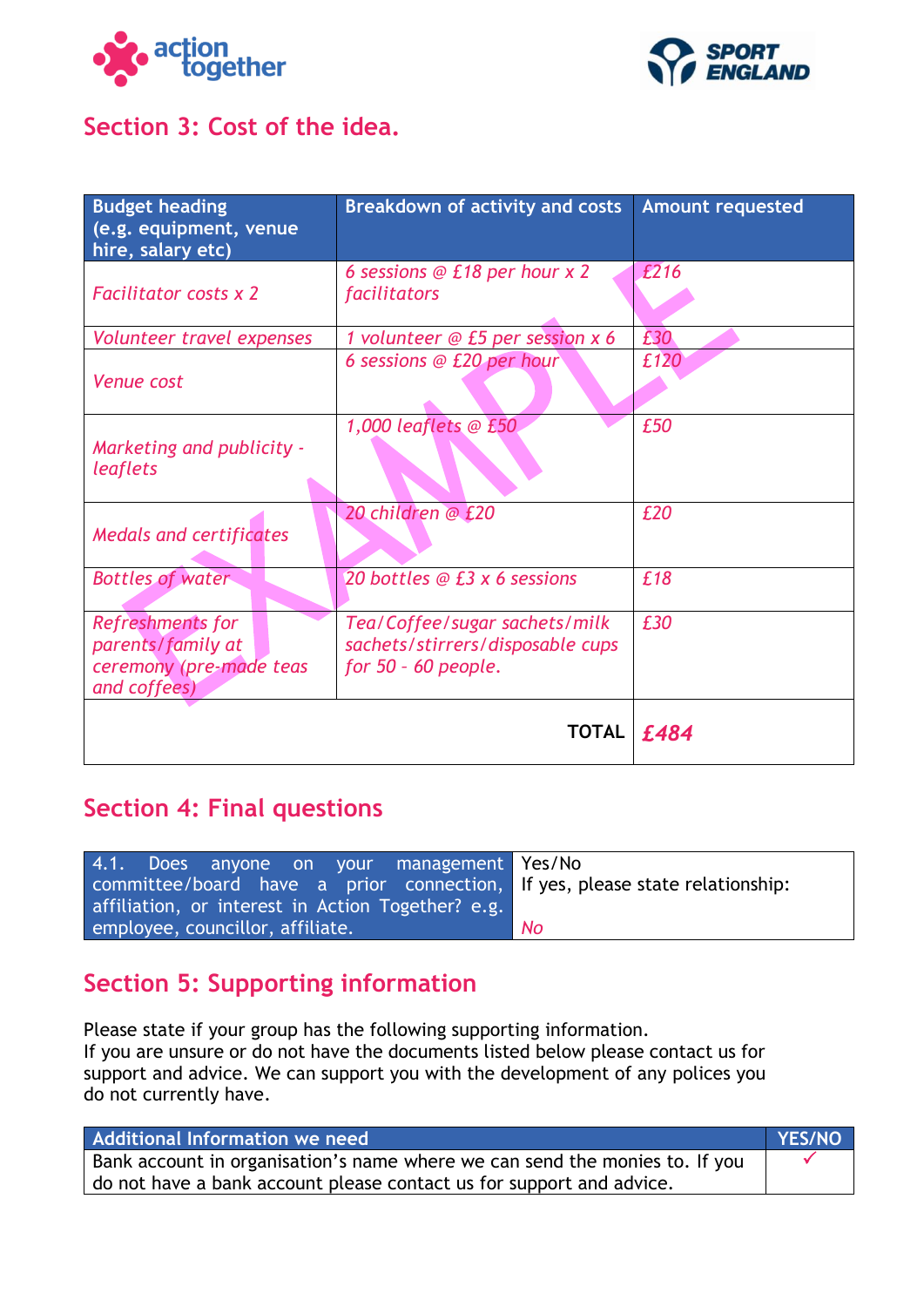## Section 3: Cost of the idea.

| Budget heading (e.g. equipment, venue hire, salary etc) | Breakdown of activity and costs | Amount requested |
|---|---|---|
| *Facilitator costs x 2* | *6 sessions @ £18 per hour x 2 facilitators* | *£216* |
| *Volunteer travel expenses* | *1 volunteer @ £5 per session x 6* | *£30* |
| *Venue cost* | *6 sessions @ £20 per hour* | *£120* |
| *Marketing and publicity - leaflets* | *1,000 leaflets @ £50* | *£50* |
| *Medals and certificates* | *20 children @ £20* | *£20* |
| *Bottles of water* | *20 bottles @ £3 x 6 sessions* | *£18* |
| *Refreshments for parents/family at ceremony (pre-made teas and coffees)* | *Tea/Coffee/sugar sachets/milk sachets/stirrers/disposable cups for 50 – 60 people.* | *£30* |
| | **TOTAL** | ***£484*** |

EXAMPLE

## Section 4: Final questions

| | |
|---|---|
| 4.1. Does anyone on your management committee/board have a prior connection, affiliation, or interest in Action Together? e.g. employee, councillor, affiliate. | Yes/No<br>If yes, please state relationship:<br>*No* |

## Section 5: Supporting information

Please state if your group has the following supporting information.
If you are unsure or do not have the documents listed below please contact us for support and advice. We can support you with the development of any polices you do not currently have.

| Additional Information we need | YES/NO |
|---|---|
| Bank account in organisation's name where we can send the monies to. If you do not have a bank account please contact us for support and advice. | ✓ |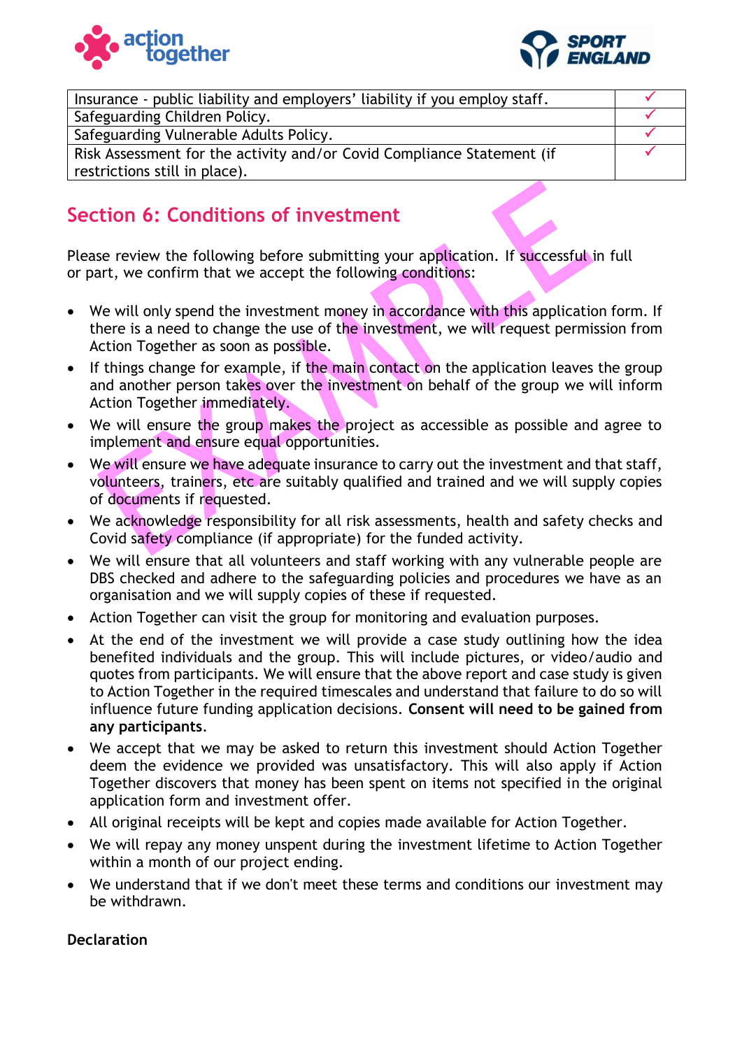| | |
|---|---|
| Insurance - public liability and employers' liability if you employ staff. | ✓ |
| Safeguarding Children Policy. | ✓ |
| Safeguarding Vulnerable Adults Policy. | ✓ |
| Risk Assessment for the activity and/or Covid Compliance Statement (if restrictions still in place). | ✓ |

## Section 6: Conditions of investment

Please review the following before submitting your application. If successful in full or part, we confirm that we accept the following conditions:

- We will only spend the investment money in accordance with this application form. If there is a need to change the use of the investment, we will request permission from Action Together as soon as possible.
- If things change for example, if the main contact on the application leaves the group and another person takes over the investment on behalf of the group we will inform Action Together immediately.
- We will ensure the group makes the project as accessible as possible and agree to implement and ensure equal opportunities.
- We will ensure we have adequate insurance to carry out the investment and that staff, volunteers, trainers, etc are suitably qualified and trained and we will supply copies of documents if requested.
- We acknowledge responsibility for all risk assessments, health and safety checks and Covid safety compliance (if appropriate) for the funded activity.
- We will ensure that all volunteers and staff working with any vulnerable people are DBS checked and adhere to the safeguarding policies and procedures we have as an organisation and we will supply copies of these if requested.
- Action Together can visit the group for monitoring and evaluation purposes.
- At the end of the investment we will provide a case study outlining how the idea benefited individuals and the group. This will include pictures, or video/audio and quotes from participants. We will ensure that the above report and case study is given to Action Together in the required timescales and understand that failure to do so will influence future funding application decisions. **Consent will need to be gained from any participants**.
- We accept that we may be asked to return this investment should Action Together deem the evidence we provided was unsatisfactory. This will also apply if Action Together discovers that money has been spent on items not specified in the original application form and investment offer.
- All original receipts will be kept and copies made available for Action Together.
- We will repay any money unspent during the investment lifetime to Action Together within a month of our project ending.
- We understand that if we don't meet these terms and conditions our investment may be withdrawn.

**Declaration**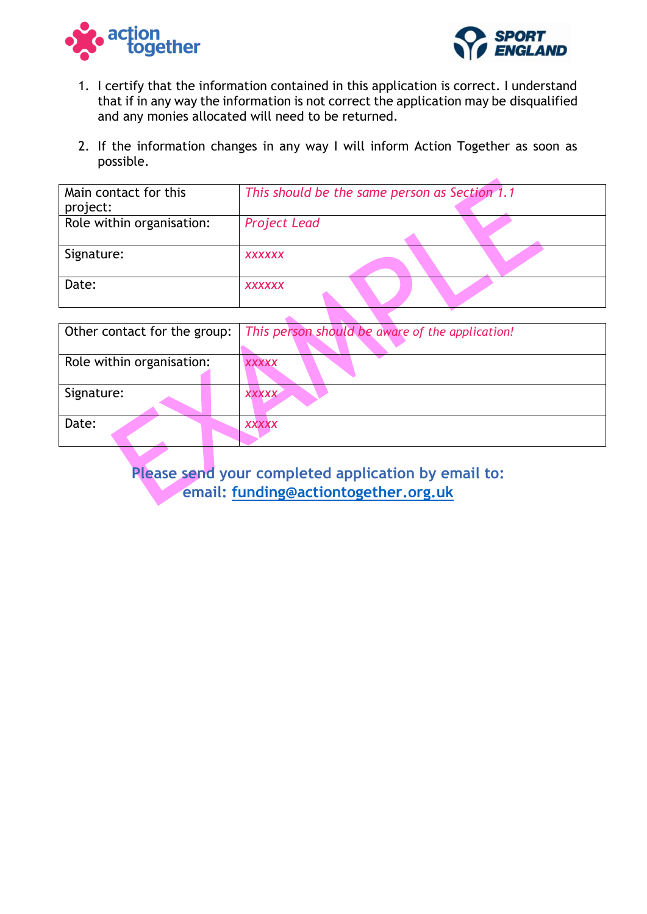1. I certify that the information contained in this application is correct. I understand that if in any way the information is not correct the application may be disqualified and any monies allocated will need to be returned.

2. If the information changes in any way I will inform Action Together as soon as possible.

| | |
|---|---|
| Main contact for this project: | *This should be the same person as Section 1.1* |
| Role within organisation: | *Project Lead* |
| Signature: | *xxxxxx* |
| Date: | *xxxxxx* |

| | |
|---|---|
| Other contact for the group: | *This person should be aware of the application!* |
| Role within organisation: | *xxxxx* |
| Signature: | *xxxxx* |
| Date: | *xxxxx* |

EXAMPLE

**Please send your completed application by email to:**
**email: funding@actiontogether.org.uk**